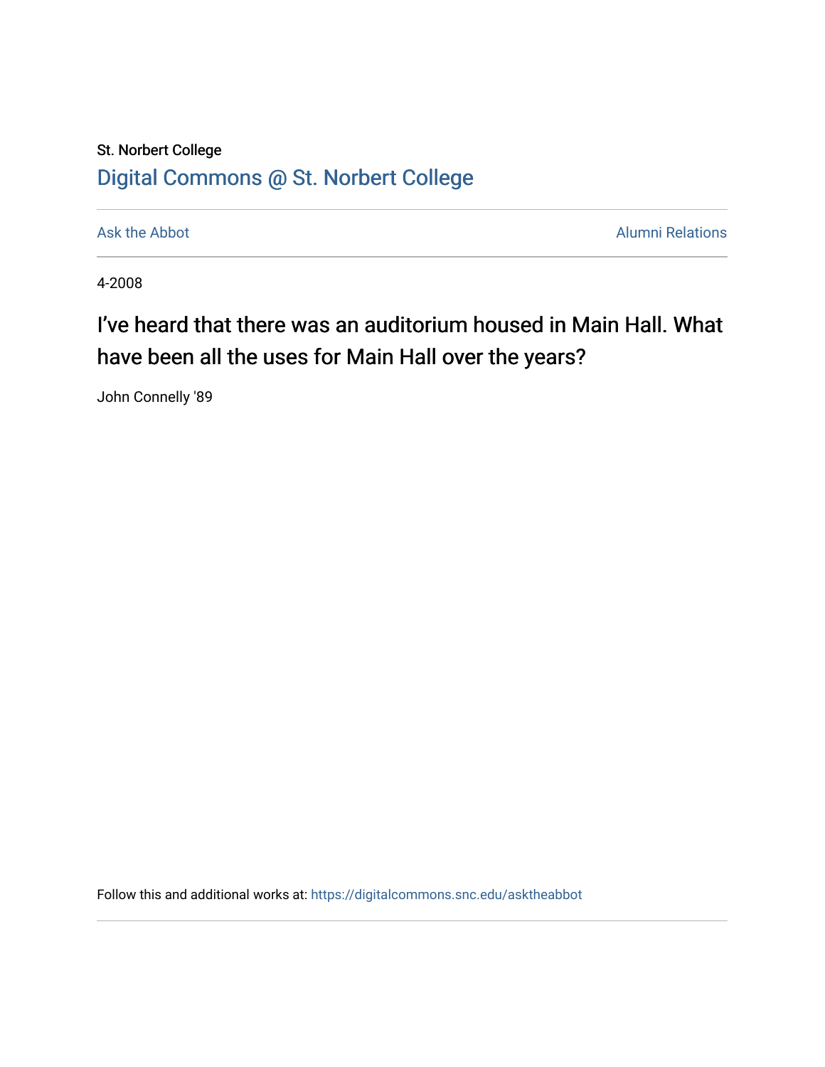St. Norbert College

Digital Commons @ St. Norbert College

Ask the Abbot

Alumni Relations

4-2008

# I've heard that there was an auditorium housed in Main Hall. What have been all the uses for Main Hall over the years?

John Connelly '89

Follow this and additional works at: https://digitalcommons.snc.edu/asktheabbot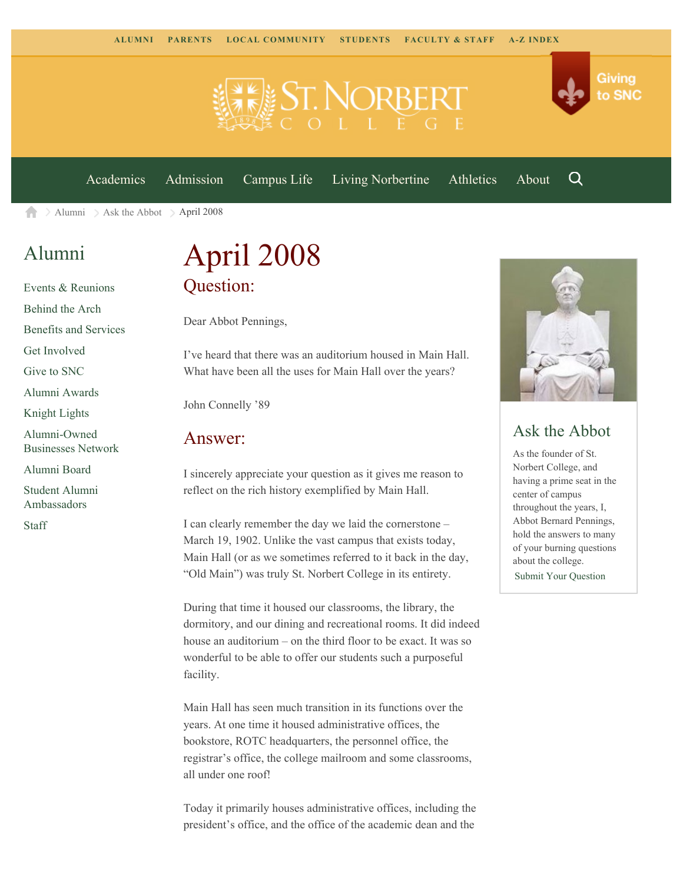ALUMNI PARENTS LOCAL COMMUNITY STUDENTS FACULTY & STAFF A-Z INDEX

Giving to SNC

Academics Admission Campus Life Living Norbertine Athletics About

Alumni > Ask the Abbot > April 2008

## Alumni

- Events & Reunions
- Behind the Arch
- Benefits and Services
- Get Involved
- Give to SNC
- Alumni Awards
- Knight Lights
- Alumni-Owned Businesses Network
- Alumni Board
- Student Alumni Ambassadors
- Staff

# April 2008

## Question:

Dear Abbot Pennings,

I've heard that there was an auditorium housed in Main Hall. What have been all the uses for Main Hall over the years?

John Connelly '89

## Answer:

I sincerely appreciate your question as it gives me reason to reflect on the rich history exemplified by Main Hall.

I can clearly remember the day we laid the cornerstone – March 19, 1902. Unlike the vast campus that exists today, Main Hall (or as we sometimes referred to it back in the day, "Old Main") was truly St. Norbert College in its entirety.

During that time it housed our classrooms, the library, the dormitory, and our dining and recreational rooms. It did indeed house an auditorium – on the third floor to be exact. It was so wonderful to be able to offer our students such a purposeful facility.

Main Hall has seen much transition in its functions over the years. At one time it housed administrative offices, the bookstore, ROTC headquarters, the personnel office, the registrar's office, the college mailroom and some classrooms, all under one roof!

Today it primarily houses administrative offices, including the president's office, and the office of the academic dean and the

## Ask the Abbot

As the founder of St. Norbert College, and having a prime seat in the center of campus throughout the years, I, Abbot Bernard Pennings, hold the answers to many of your burning questions about the college.

Submit Your Question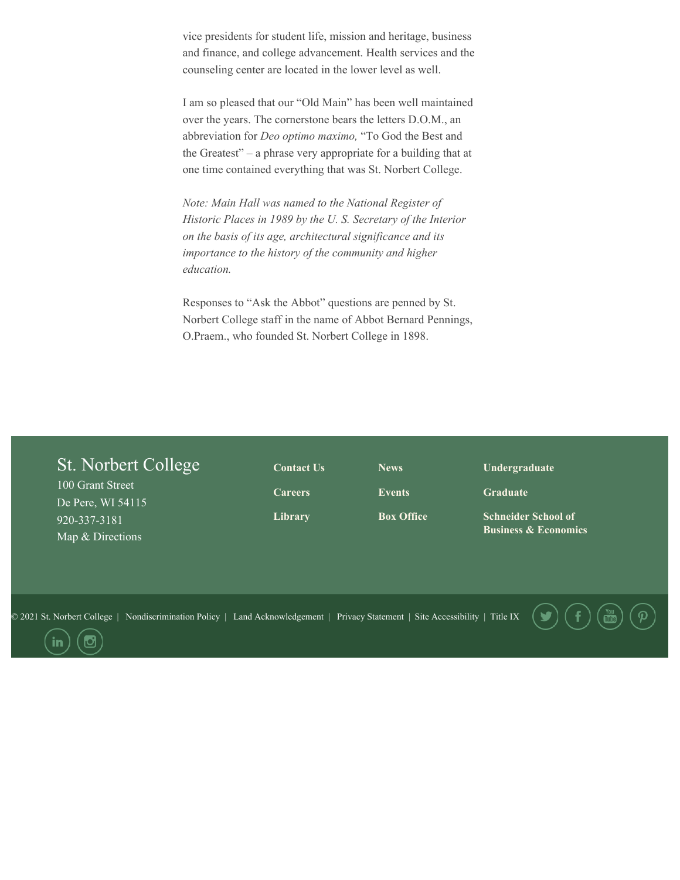vice presidents for student life, mission and heritage, business and finance, and college advancement. Health services and the counseling center are located in the lower level as well.

I am so pleased that our "Old Main" has been well maintained over the years. The cornerstone bears the letters D.O.M., an abbreviation for *Deo optimo maximo,* "To God the Best and the Greatest" – a phrase very appropriate for a building that at one time contained everything that was St. Norbert College.

*Note: Main Hall was named to the National Register of Historic Places in 1989 by the U. S. Secretary of the Interior on the basis of its age, architectural significance and its importance to the history of the community and higher education.*

Responses to "Ask the Abbot" questions are penned by St. Norbert College staff in the name of Abbot Bernard Pennings, O.Praem., who founded St. Norbert College in 1898.

St. Norbert College
100 Grant Street
De Pere, WI 54115
920-337-3181
Map & Directions

**Contact Us**
**Careers**
**Library**

**News**
**Events**
**Box Office**

**Undergraduate**
**Graduate**
**Schneider School of Business & Economics**

© 2021 St. Norbert College | Nondiscrimination Policy | Land Acknowledgement | Privacy Statement | Site Accessibility | Title IX